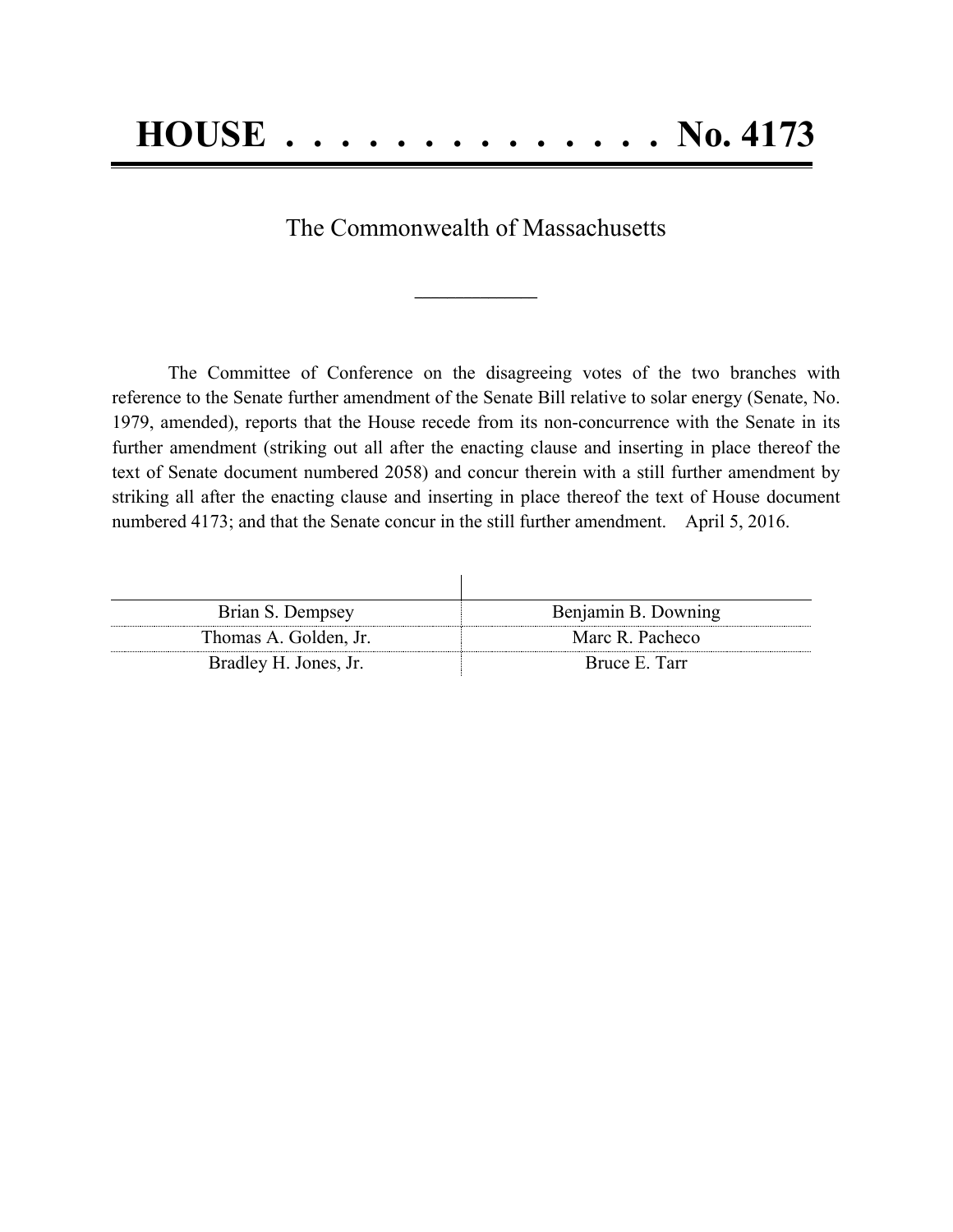# HOUSE . . . . . . . . . . . . . . . No. 4173

The Commonwealth of Massachusetts

---

The Committee of Conference on the disagreeing votes of the two branches with reference to the Senate further amendment of the Senate Bill relative to solar energy (Senate, No. 1979, amended), reports that the House recede from its non-concurrence with the Senate in its further amendment (striking out all after the enacting clause and inserting in place thereof the text of Senate document numbered 2058) and concur therein with a still further amendment by striking all after the enacting clause and inserting in place thereof the text of House document numbered 4173; and that the Senate concur in the still further amendment. April 5, 2016.

| | |
|---|---|
| Brian S. Dempsey | Benjamin B. Downing |
| Thomas A. Golden, Jr. | Marc R. Pacheco |
| Bradley H. Jones, Jr. | Bruce E. Tarr |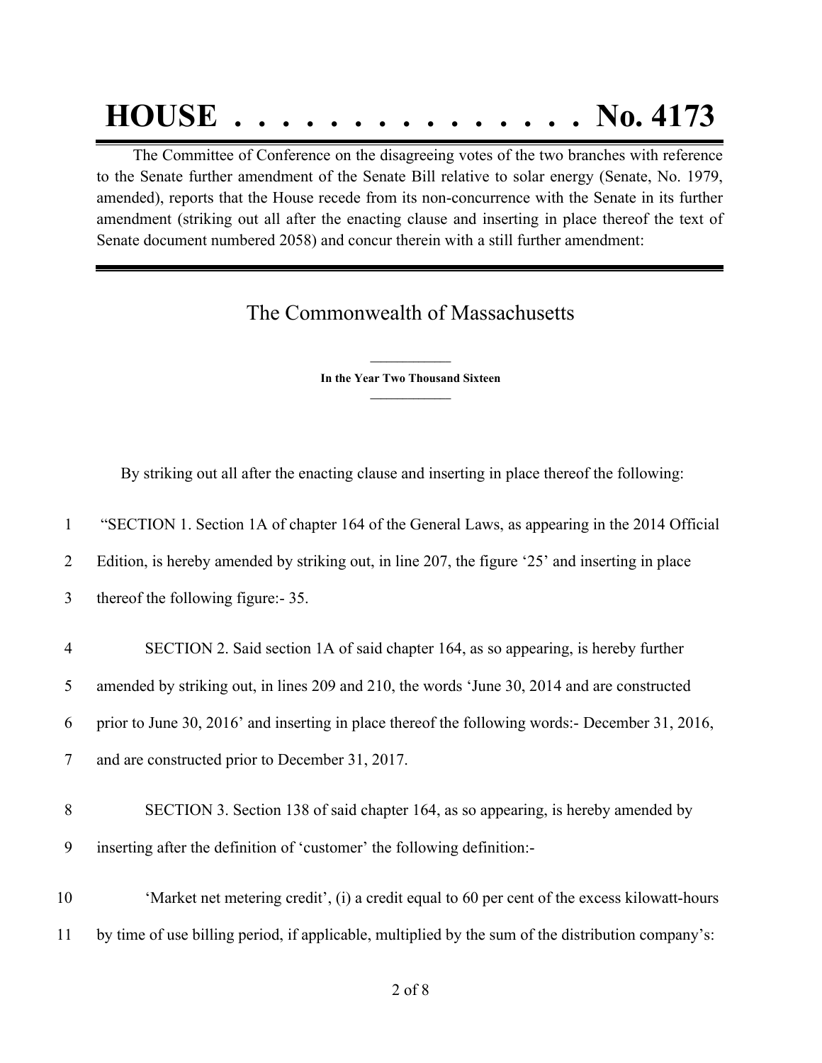# HOUSE . . . . . . . . . . . . . . . No. 4173

The Committee of Conference on the disagreeing votes of the two branches with reference to the Senate further amendment of the Senate Bill relative to solar energy (Senate, No. 1979, amended), reports that the House recede from its non-concurrence with the Senate in its further amendment (striking out all after the enacting clause and inserting in place thereof the text of Senate document numbered 2058) and concur therein with a still further amendment:

## The Commonwealth of Massachusetts

**In the Year Two Thousand Sixteen**

By striking out all after the enacting clause and inserting in place thereof the following:

1 "SECTION 1. Section 1A of chapter 164 of the General Laws, as appearing in the 2014 Official
2 Edition, is hereby amended by striking out, in line 207, the figure '25' and inserting in place
3 thereof the following figure:- 35.

4 SECTION 2. Said section 1A of said chapter 164, as so appearing, is hereby further
5 amended by striking out, in lines 209 and 210, the words 'June 30, 2014 and are constructed
6 prior to June 30, 2016' and inserting in place thereof the following words:- December 31, 2016,
7 and are constructed prior to December 31, 2017.

8 SECTION 3. Section 138 of said chapter 164, as so appearing, is hereby amended by
9 inserting after the definition of 'customer' the following definition:-

10 'Market net metering credit', (i) a credit equal to 60 per cent of the excess kilowatt-hours
11 by time of use billing period, if applicable, multiplied by the sum of the distribution company's: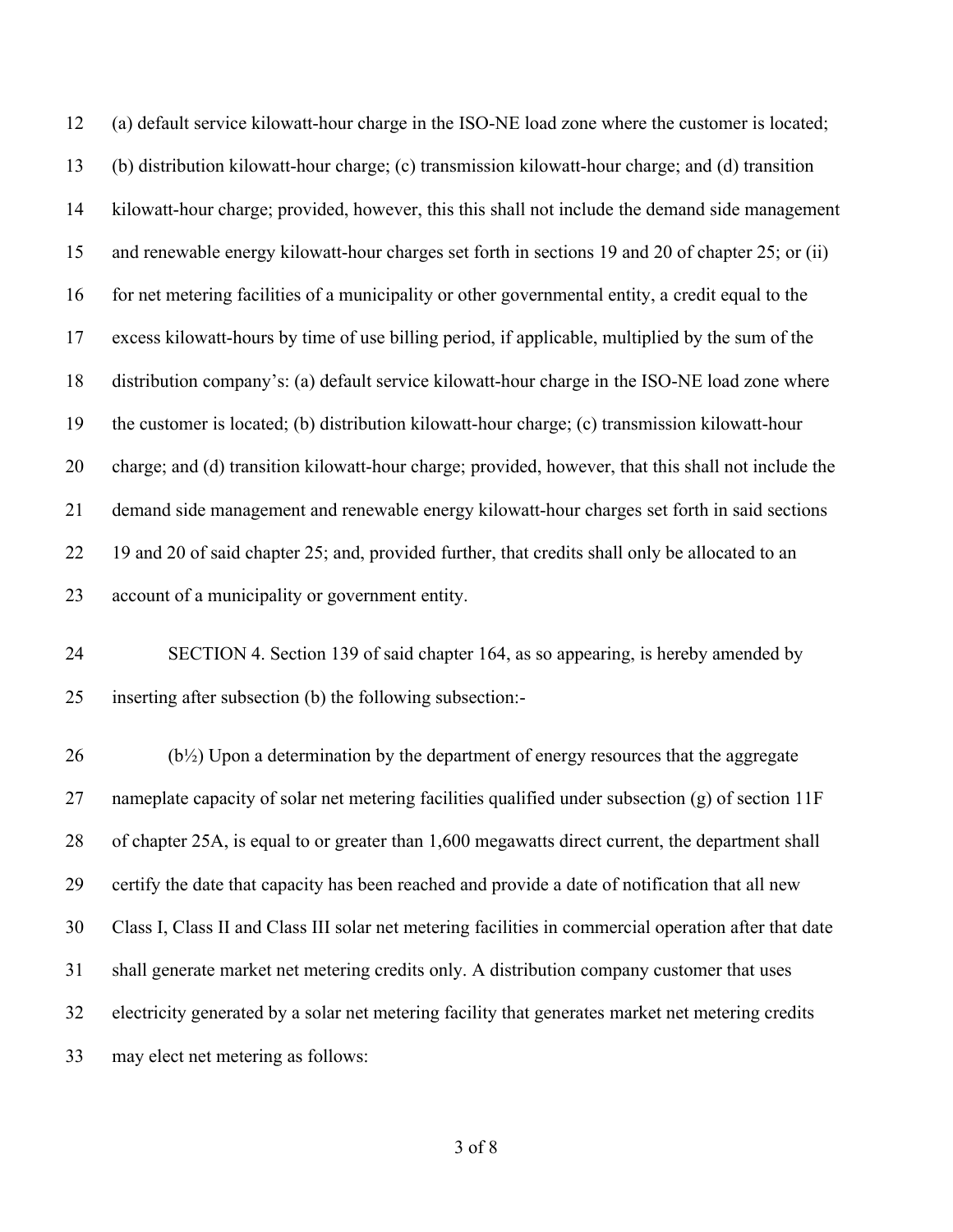(a) default service kilowatt-hour charge in the ISO-NE load zone where the customer is located; (b) distribution kilowatt-hour charge; (c) transmission kilowatt-hour charge; and (d) transition kilowatt-hour charge; provided, however, this this shall not include the demand side management and renewable energy kilowatt-hour charges set forth in sections 19 and 20 of chapter 25; or (ii) for net metering facilities of a municipality or other governmental entity, a credit equal to the excess kilowatt-hours by time of use billing period, if applicable, multiplied by the sum of the distribution company's: (a) default service kilowatt-hour charge in the ISO-NE load zone where the customer is located; (b) distribution kilowatt-hour charge; (c) transmission kilowatt-hour charge; and (d) transition kilowatt-hour charge; provided, however, that this shall not include the demand side management and renewable energy kilowatt-hour charges set forth in said sections 19 and 20 of said chapter 25; and, provided further, that credits shall only be allocated to an account of a municipality or government entity.

SECTION 4. Section 139 of said chapter 164, as so appearing, is hereby amended by inserting after subsection (b) the following subsection:-

(b½) Upon a determination by the department of energy resources that the aggregate nameplate capacity of solar net metering facilities qualified under subsection (g) of section 11F of chapter 25A, is equal to or greater than 1,600 megawatts direct current, the department shall certify the date that capacity has been reached and provide a date of notification that all new Class I, Class II and Class III solar net metering facilities in commercial operation after that date shall generate market net metering credits only. A distribution company customer that uses electricity generated by a solar net metering facility that generates market net metering credits may elect net metering as follows: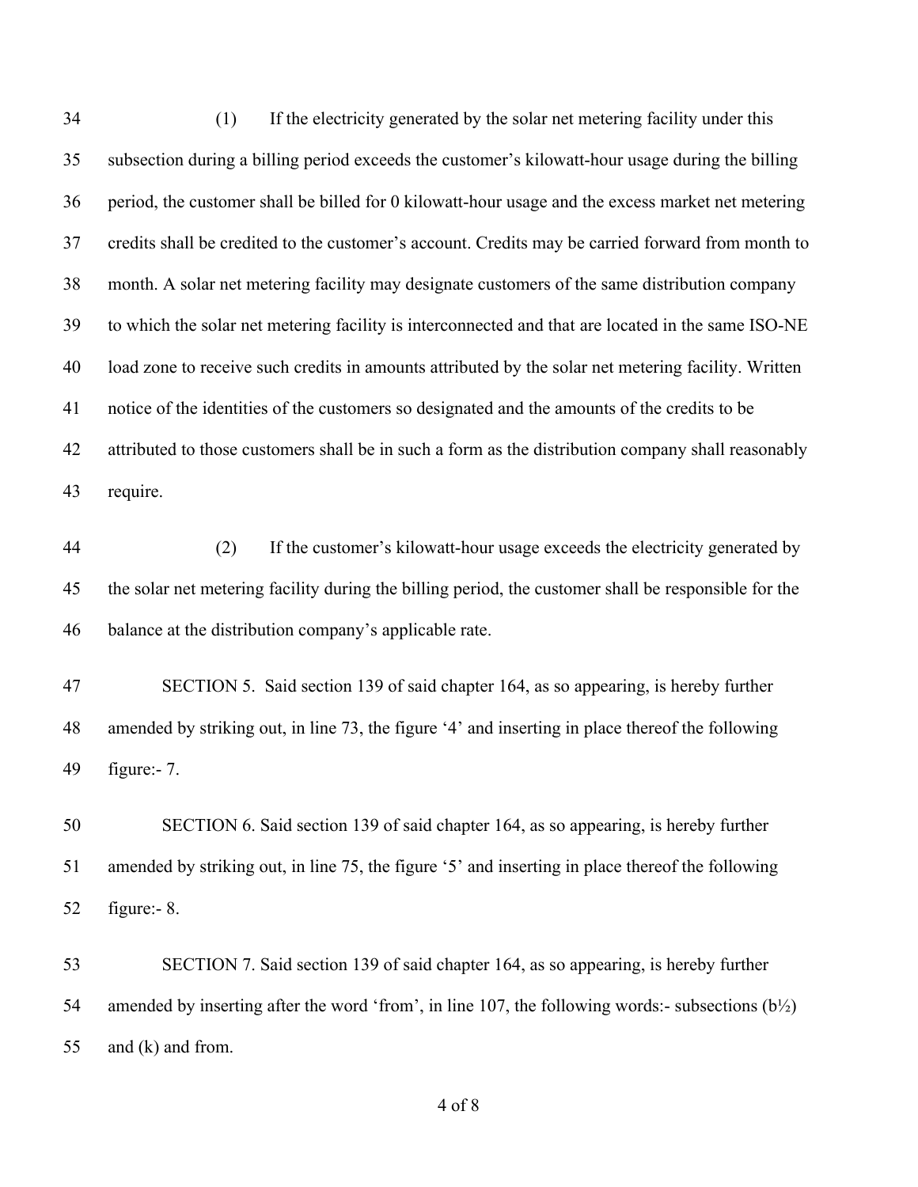(1) If the electricity generated by the solar net metering facility under this subsection during a billing period exceeds the customer's kilowatt-hour usage during the billing period, the customer shall be billed for 0 kilowatt-hour usage and the excess market net metering credits shall be credited to the customer's account. Credits may be carried forward from month to month. A solar net metering facility may designate customers of the same distribution company to which the solar net metering facility is interconnected and that are located in the same ISO-NE load zone to receive such credits in amounts attributed by the solar net metering facility. Written notice of the identities of the customers so designated and the amounts of the credits to be attributed to those customers shall be in such a form as the distribution company shall reasonably require.

(2) If the customer's kilowatt-hour usage exceeds the electricity generated by the solar net metering facility during the billing period, the customer shall be responsible for the balance at the distribution company's applicable rate.

SECTION 5. Said section 139 of said chapter 164, as so appearing, is hereby further amended by striking out, in line 73, the figure '4' and inserting in place thereof the following figure:- 7.

SECTION 6. Said section 139 of said chapter 164, as so appearing, is hereby further amended by striking out, in line 75, the figure '5' and inserting in place thereof the following figure:- 8.

SECTION 7. Said section 139 of said chapter 164, as so appearing, is hereby further amended by inserting after the word 'from', in line 107, the following words:- subsections (b½) and (k) and from.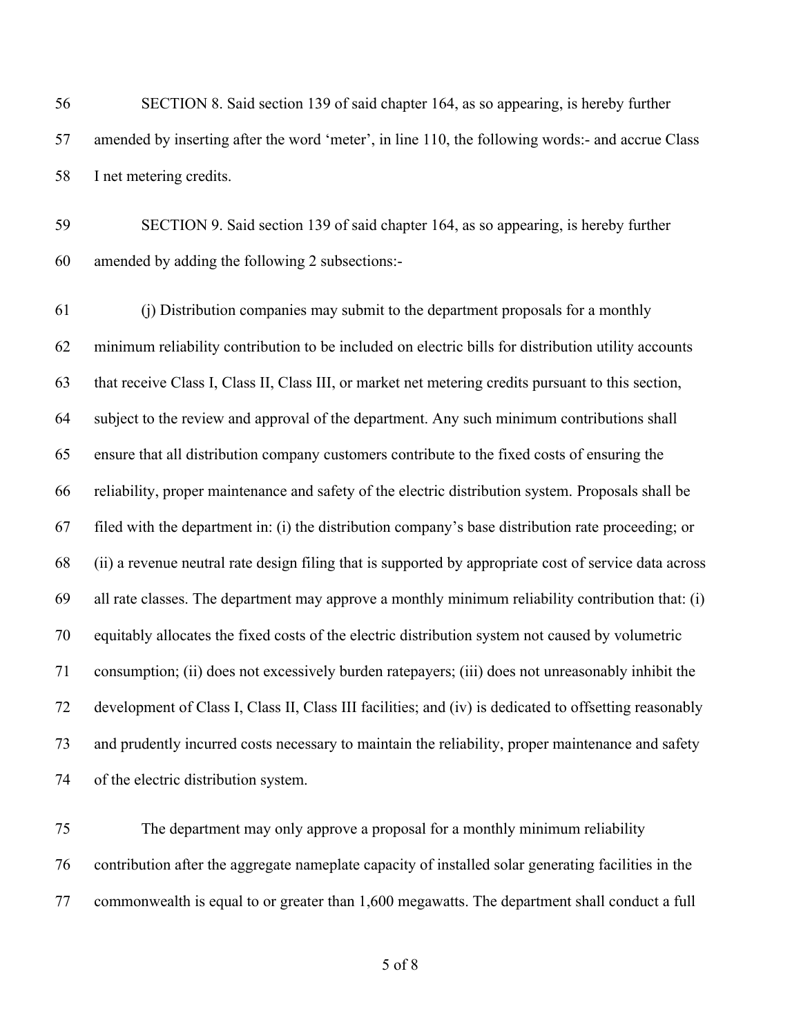SECTION 8. Said section 139 of said chapter 164, as so appearing, is hereby further amended by inserting after the word 'meter', in line 110, the following words:- and accrue Class I net metering credits.

SECTION 9. Said section 139 of said chapter 164, as so appearing, is hereby further amended by adding the following 2 subsections:-

(j) Distribution companies may submit to the department proposals for a monthly minimum reliability contribution to be included on electric bills for distribution utility accounts that receive Class I, Class II, Class III, or market net metering credits pursuant to this section, subject to the review and approval of the department. Any such minimum contributions shall ensure that all distribution company customers contribute to the fixed costs of ensuring the reliability, proper maintenance and safety of the electric distribution system. Proposals shall be filed with the department in: (i) the distribution company's base distribution rate proceeding; or (ii) a revenue neutral rate design filing that is supported by appropriate cost of service data across all rate classes. The department may approve a monthly minimum reliability contribution that: (i) equitably allocates the fixed costs of the electric distribution system not caused by volumetric consumption; (ii) does not excessively burden ratepayers; (iii) does not unreasonably inhibit the development of Class I, Class II, Class III facilities; and (iv) is dedicated to offsetting reasonably and prudently incurred costs necessary to maintain the reliability, proper maintenance and safety of the electric distribution system.

The department may only approve a proposal for a monthly minimum reliability contribution after the aggregate nameplate capacity of installed solar generating facilities in the commonwealth is equal to or greater than 1,600 megawatts. The department shall conduct a full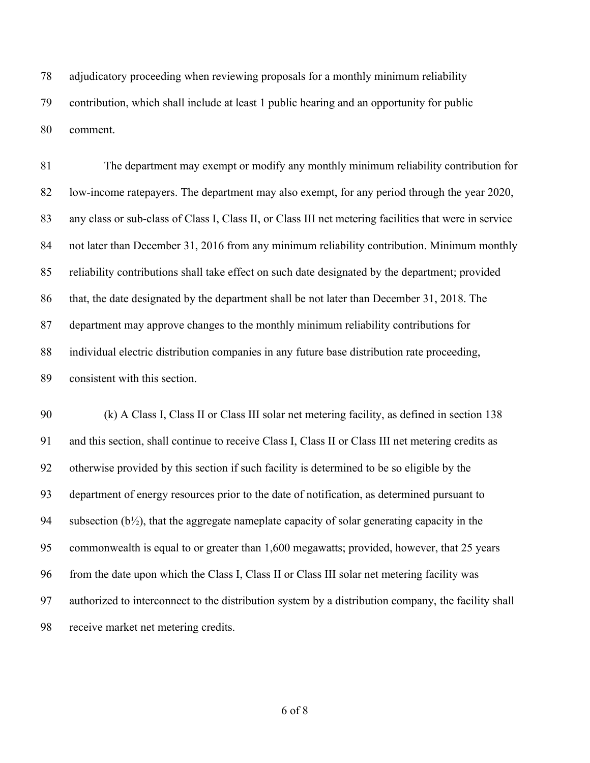adjudicatory proceeding when reviewing proposals for a monthly minimum reliability contribution, which shall include at least 1 public hearing and an opportunity for public comment.

The department may exempt or modify any monthly minimum reliability contribution for low-income ratepayers. The department may also exempt, for any period through the year 2020, any class or sub-class of Class I, Class II, or Class III net metering facilities that were in service not later than December 31, 2016 from any minimum reliability contribution. Minimum monthly reliability contributions shall take effect on such date designated by the department; provided that, the date designated by the department shall be not later than December 31, 2018. The department may approve changes to the monthly minimum reliability contributions for individual electric distribution companies in any future base distribution rate proceeding, consistent with this section.

(k) A Class I, Class II or Class III solar net metering facility, as defined in section 138 and this section, shall continue to receive Class I, Class II or Class III net metering credits as otherwise provided by this section if such facility is determined to be so eligible by the department of energy resources prior to the date of notification, as determined pursuant to subsection (b½), that the aggregate nameplate capacity of solar generating capacity in the commonwealth is equal to or greater than 1,600 megawatts; provided, however, that 25 years from the date upon which the Class I, Class II or Class III solar net metering facility was authorized to interconnect to the distribution system by a distribution company, the facility shall receive market net metering credits.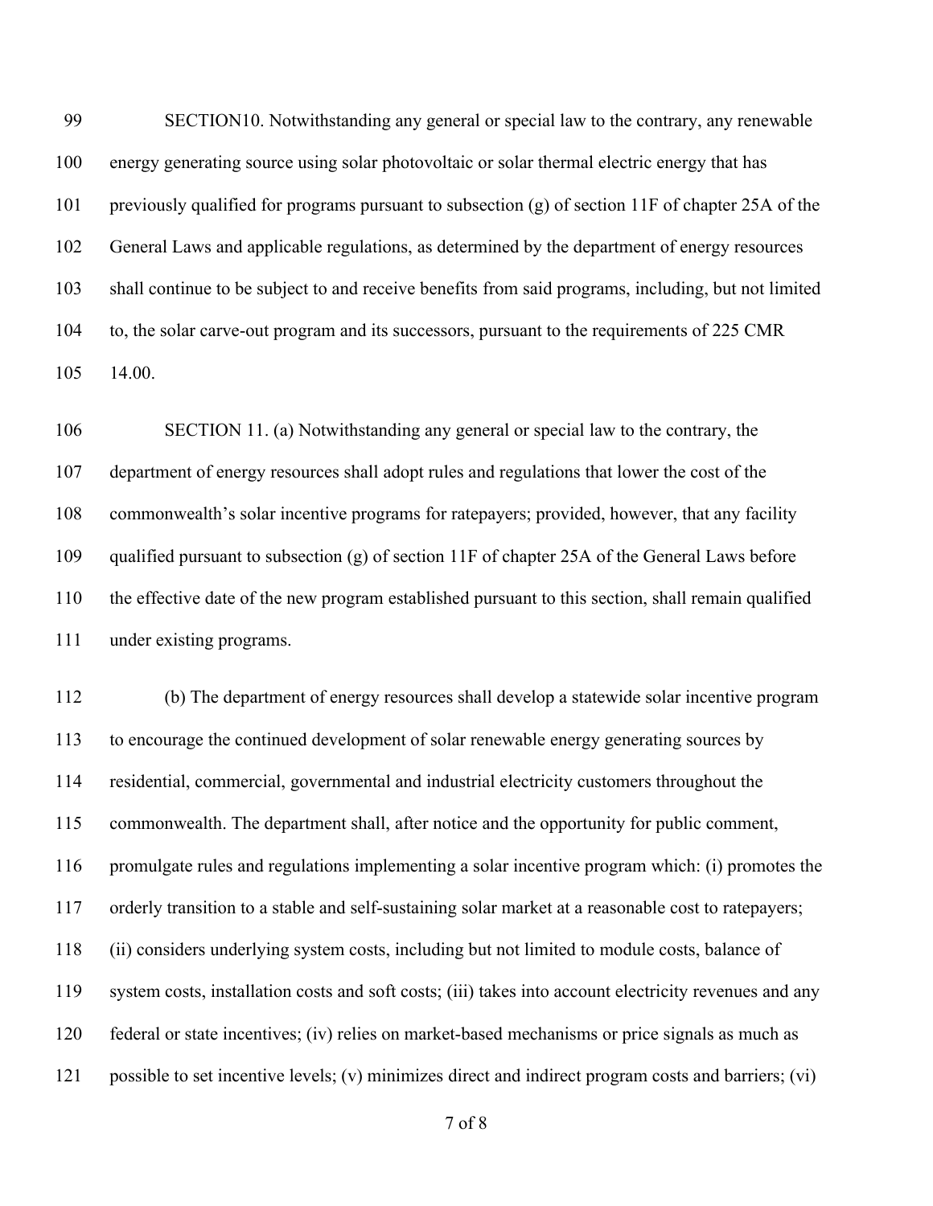SECTION10. Notwithstanding any general or special law to the contrary, any renewable energy generating source using solar photovoltaic or solar thermal electric energy that has previously qualified for programs pursuant to subsection (g) of section 11F of chapter 25A of the General Laws and applicable regulations, as determined by the department of energy resources shall continue to be subject to and receive benefits from said programs, including, but not limited to, the solar carve-out program and its successors, pursuant to the requirements of 225 CMR 14.00.

SECTION 11. (a) Notwithstanding any general or special law to the contrary, the department of energy resources shall adopt rules and regulations that lower the cost of the commonwealth's solar incentive programs for ratepayers; provided, however, that any facility qualified pursuant to subsection (g) of section 11F of chapter 25A of the General Laws before the effective date of the new program established pursuant to this section, shall remain qualified under existing programs.

(b) The department of energy resources shall develop a statewide solar incentive program to encourage the continued development of solar renewable energy generating sources by residential, commercial, governmental and industrial electricity customers throughout the commonwealth. The department shall, after notice and the opportunity for public comment, promulgate rules and regulations implementing a solar incentive program which: (i) promotes the orderly transition to a stable and self-sustaining solar market at a reasonable cost to ratepayers; (ii) considers underlying system costs, including but not limited to module costs, balance of system costs, installation costs and soft costs; (iii) takes into account electricity revenues and any federal or state incentives; (iv) relies on market-based mechanisms or price signals as much as possible to set incentive levels; (v) minimizes direct and indirect program costs and barriers; (vi)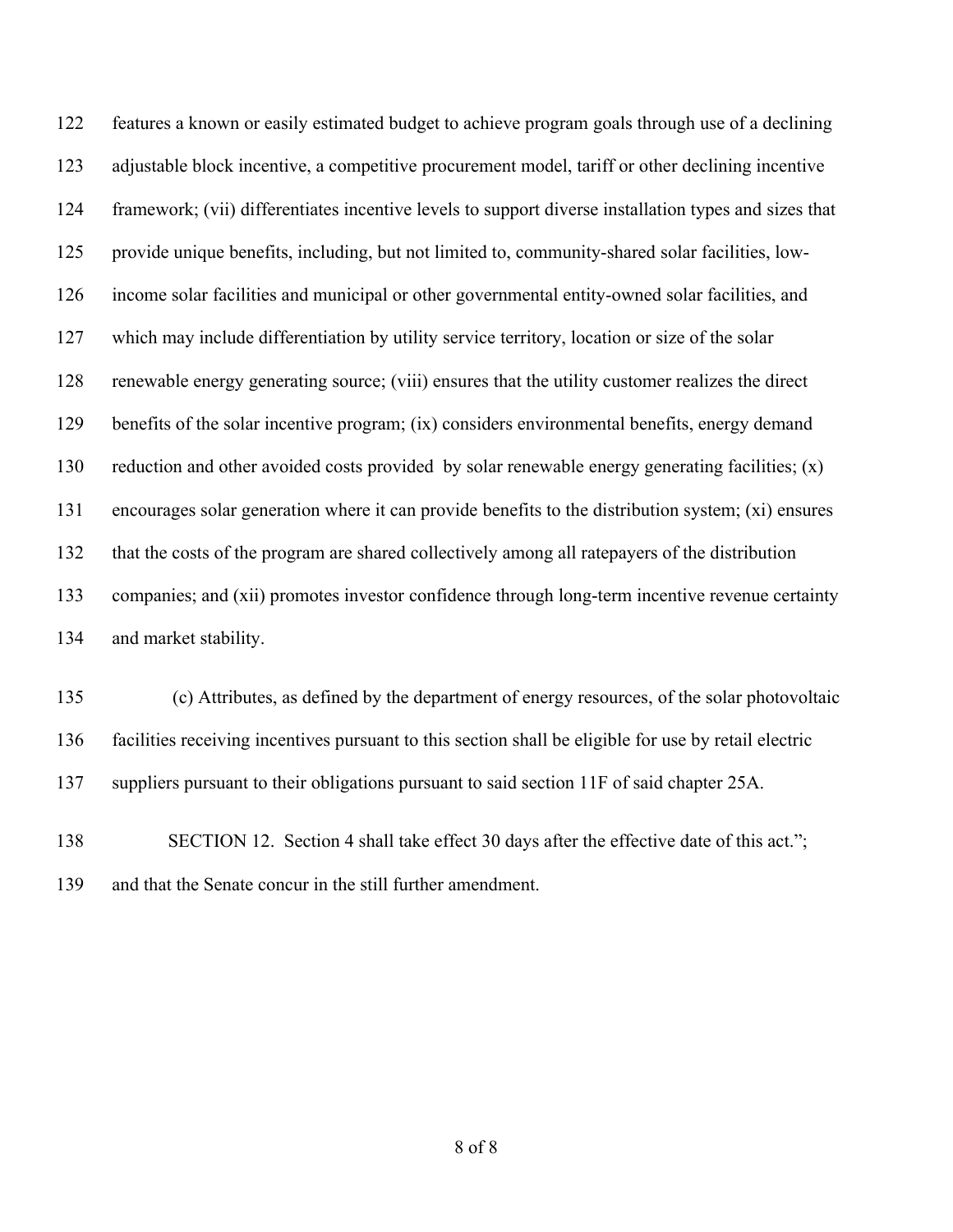122 features a known or easily estimated budget to achieve program goals through use of a declining
123 adjustable block incentive, a competitive procurement model, tariff or other declining incentive
124 framework; (vii) differentiates incentive levels to support diverse installation types and sizes that
125 provide unique benefits, including, but not limited to, community-shared solar facilities, low-
126 income solar facilities and municipal or other governmental entity-owned solar facilities, and
127 which may include differentiation by utility service territory, location or size of the solar
128 renewable energy generating source; (viii) ensures that the utility customer realizes the direct
129 benefits of the solar incentive program; (ix) considers environmental benefits, energy demand
130 reduction and other avoided costs provided by solar renewable energy generating facilities; (x)
131 encourages solar generation where it can provide benefits to the distribution system; (xi) ensures
132 that the costs of the program are shared collectively among all ratepayers of the distribution
133 companies; and (xii) promotes investor confidence through long-term incentive revenue certainty
134 and market stability.

135 (c) Attributes, as defined by the department of energy resources, of the solar photovoltaic
136 facilities receiving incentives pursuant to this section shall be eligible for use by retail electric
137 suppliers pursuant to their obligations pursuant to said section 11F of said chapter 25A.

138 SECTION 12. Section 4 shall take effect 30 days after the effective date of this act.";
139 and that the Senate concur in the still further amendment.